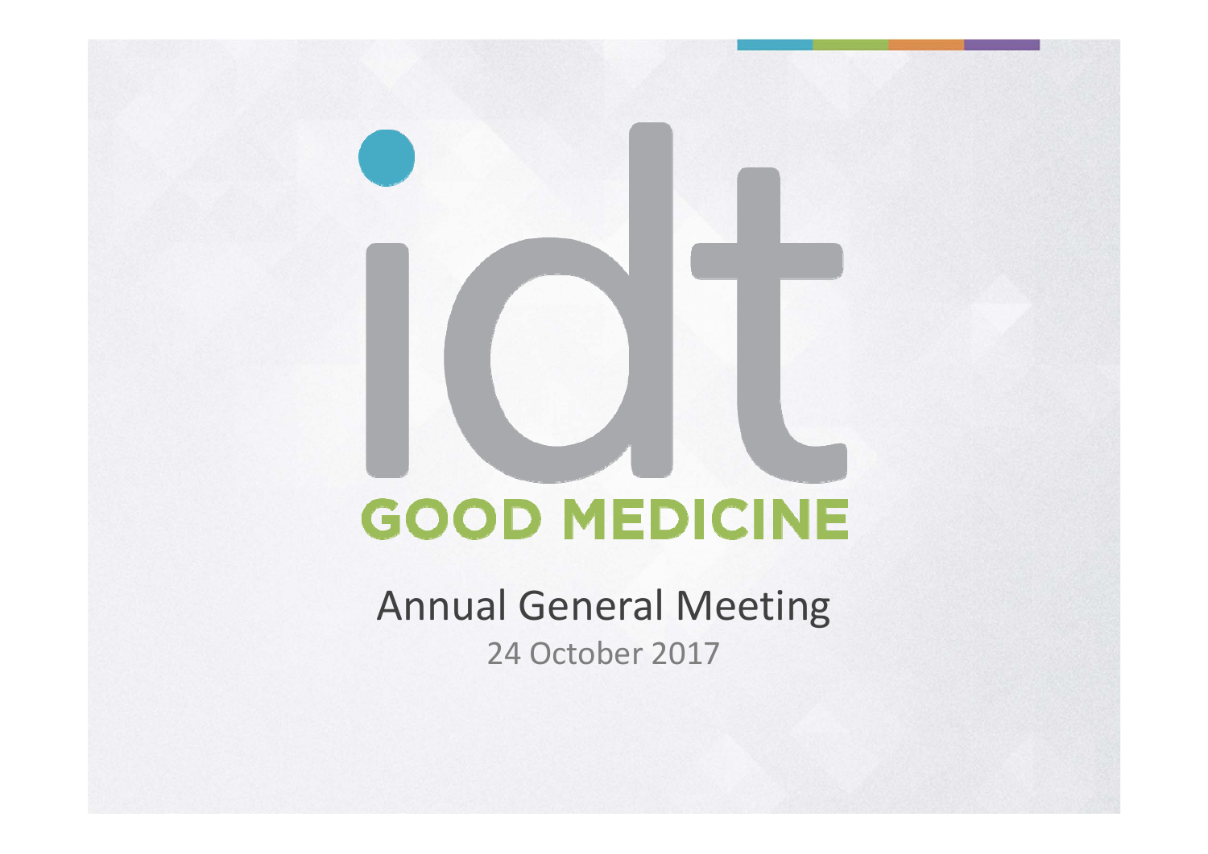# idt

## GOOD MEDICINE

Annual General Meeting

24 October 2017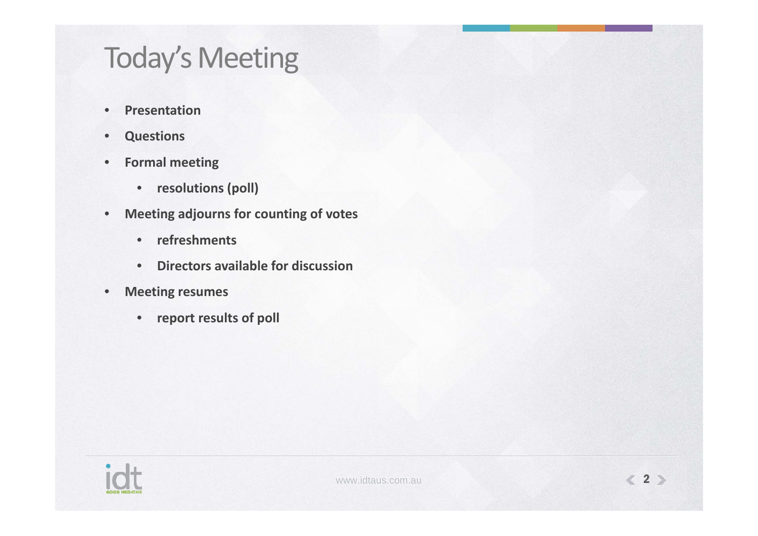# Today's Meeting

- **Presentation**
- **Questions**
- **Formal meeting**
  - **resolutions (poll)**
- **Meeting adjourns for counting of votes**
  - **refreshments**
  - **Directors available for discussion**
- **Meeting resumes**
  - **report results of poll**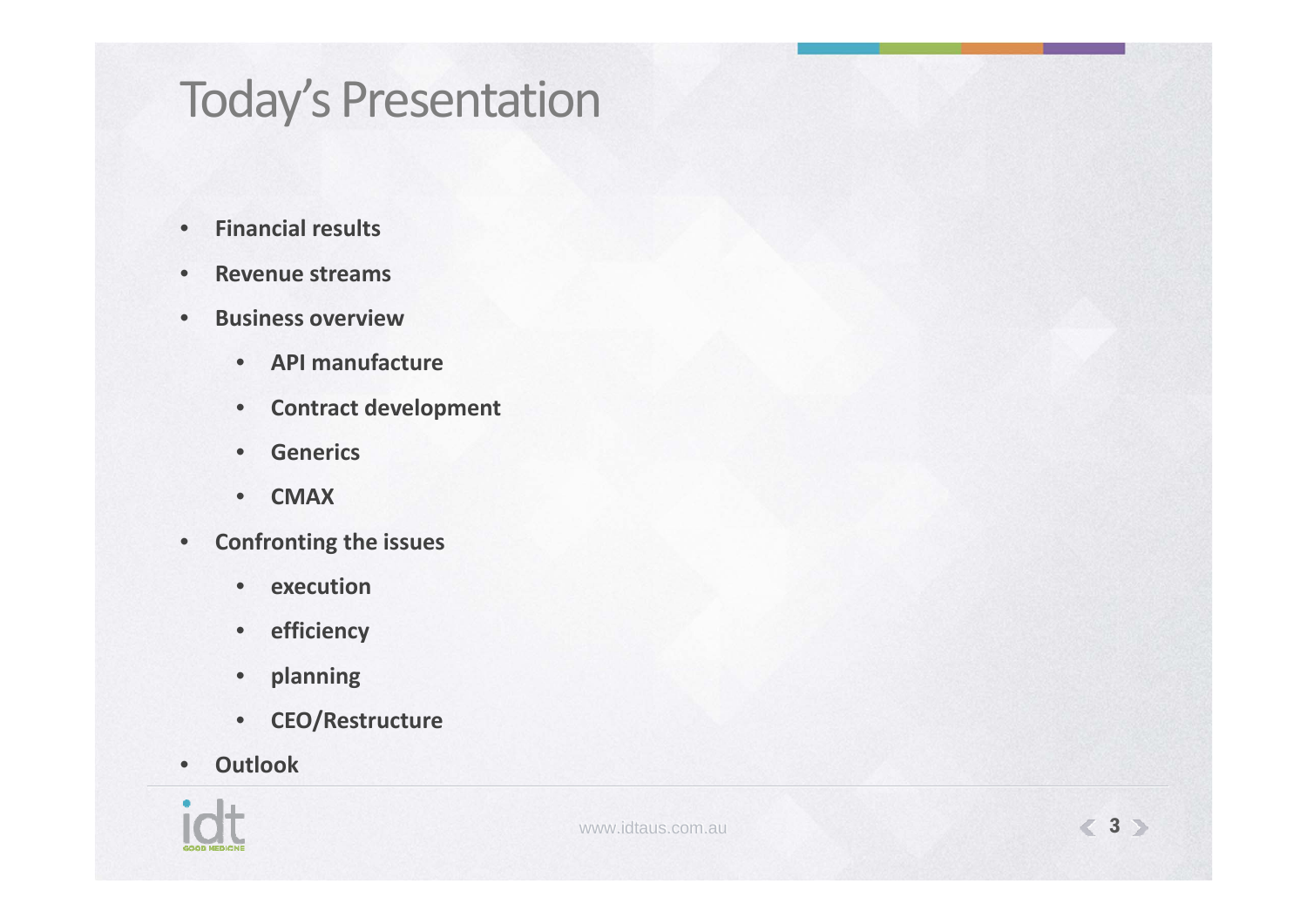# Today's Presentation

- **Financial results**
- **Revenue streams**
- **Business overview**
  - **API manufacture**
  - **Contract development**
  - **Generics**
  - **CMAX**
- **Confronting the issues**
  - **execution**
  - **efficiency**
  - **planning**
  - **CEO/Restructure**
- **Outlook**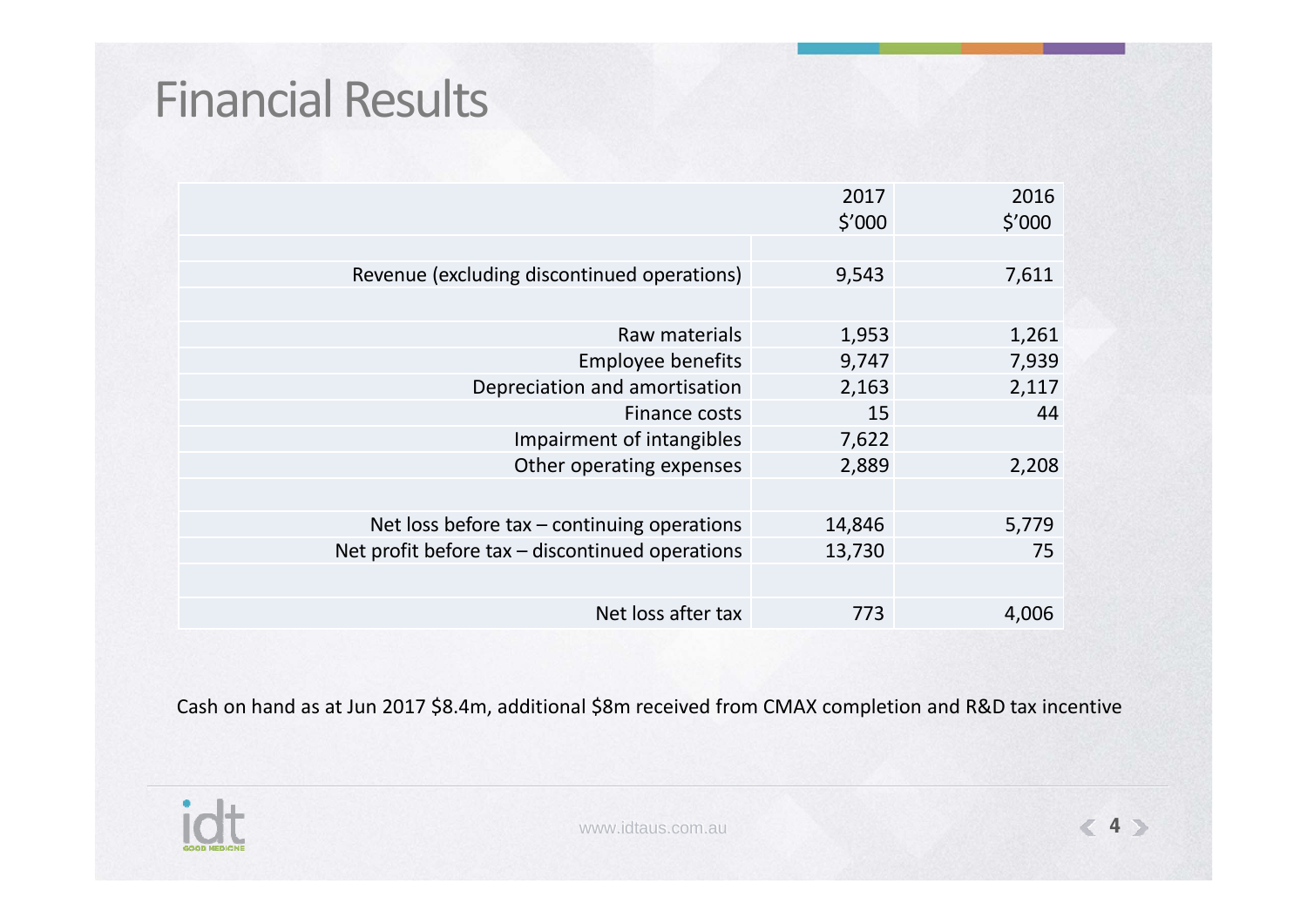# Financial Results

| | 2017 $'000 | 2016 $'000 |
|---|---|---|
| | | |
| Revenue (excluding discontinued operations) | 9,543 | 7,611 |
| | | |
| Raw materials | 1,953 | 1,261 |
| Employee benefits | 9,747 | 7,939 |
| Depreciation and amortisation | 2,163 | 2,117 |
| Finance costs | 15 | 44 |
| Impairment of intangibles | 7,622 | |
| Other operating expenses | 2,889 | 2,208 |
| | | |
| Net loss before tax – continuing operations | 14,846 | 5,779 |
| Net profit before tax – discontinued operations | 13,730 | 75 |
| | | |
| Net loss after tax | 773 | 4,006 |

Cash on hand as at Jun 2017 $8.4m, additional $8m received from CMAX completion and R&D tax incentive

www.idtaus.com.au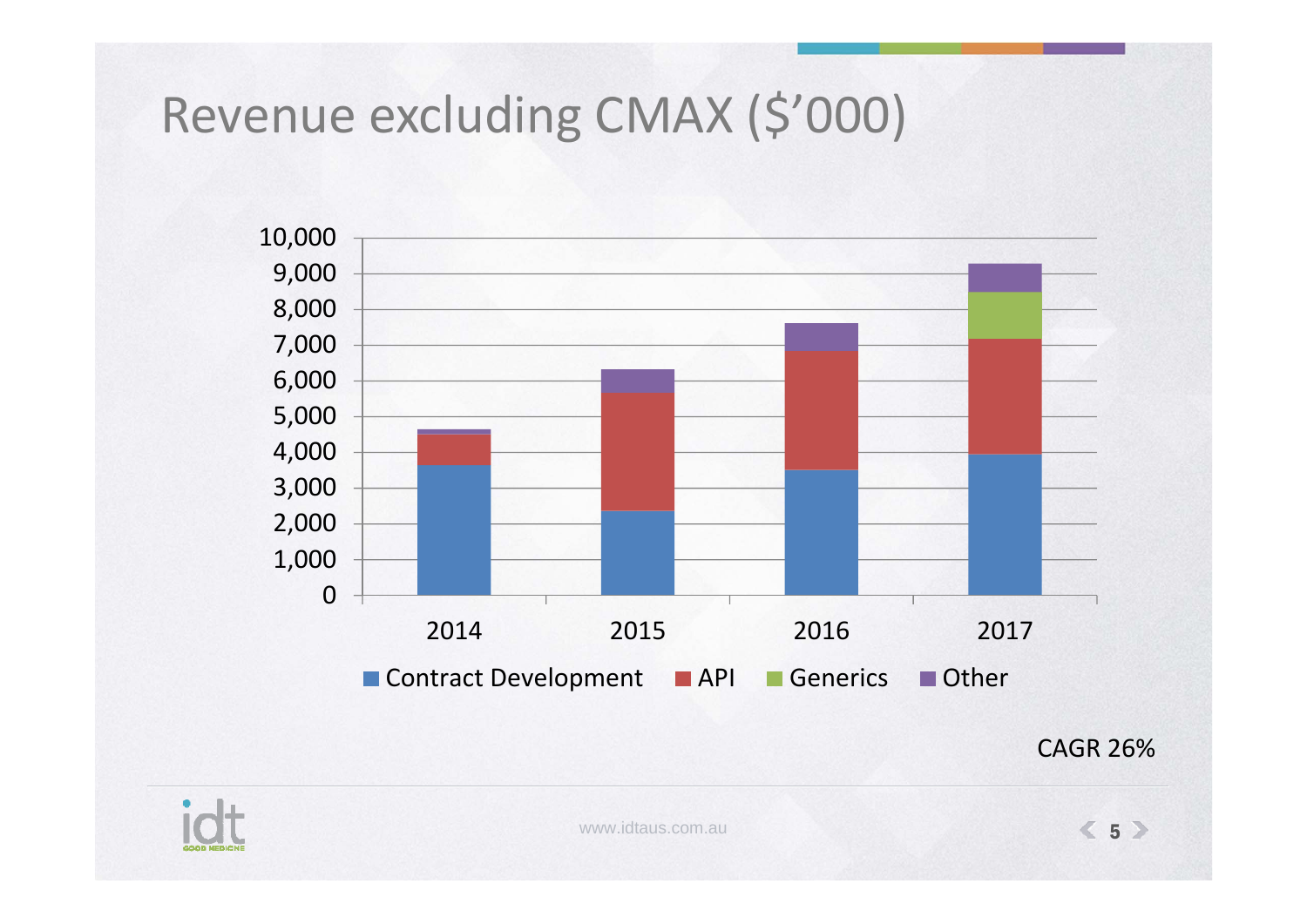# Revenue excluding CMAX ($'000)

10,000
9,000
8,000
7,000
6,000
5,000
4,000
3,000
2,000
1,000
0

2014 2015 2016 2017

Contract Development API Generics Other

CAGR 26%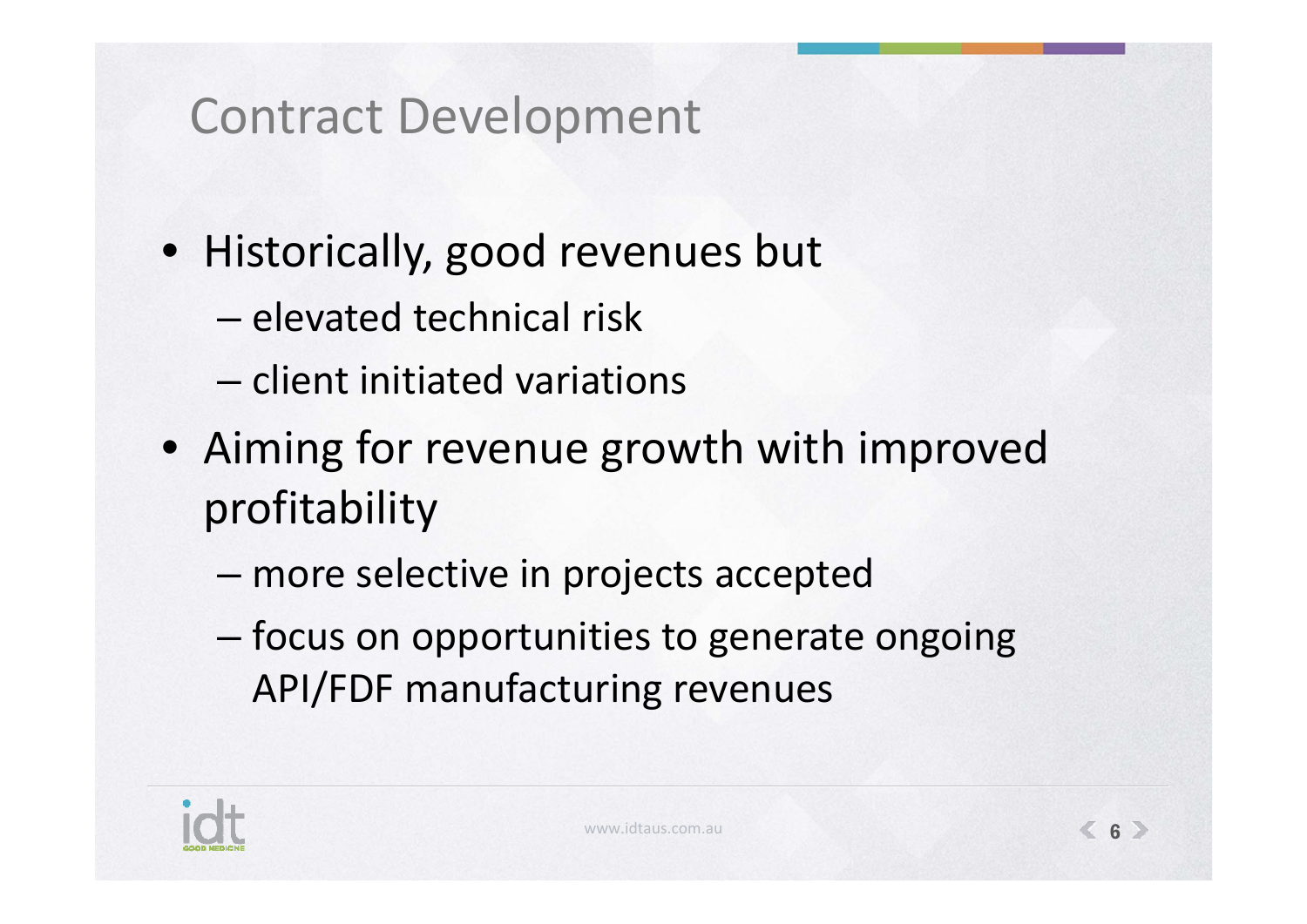# Contract Development

- Historically, good revenues but
  - elevated technical risk
  - client initiated variations
- Aiming for revenue growth with improved profitability
  - more selective in projects accepted
  - focus on opportunities to generate ongoing API/FDF manufacturing revenues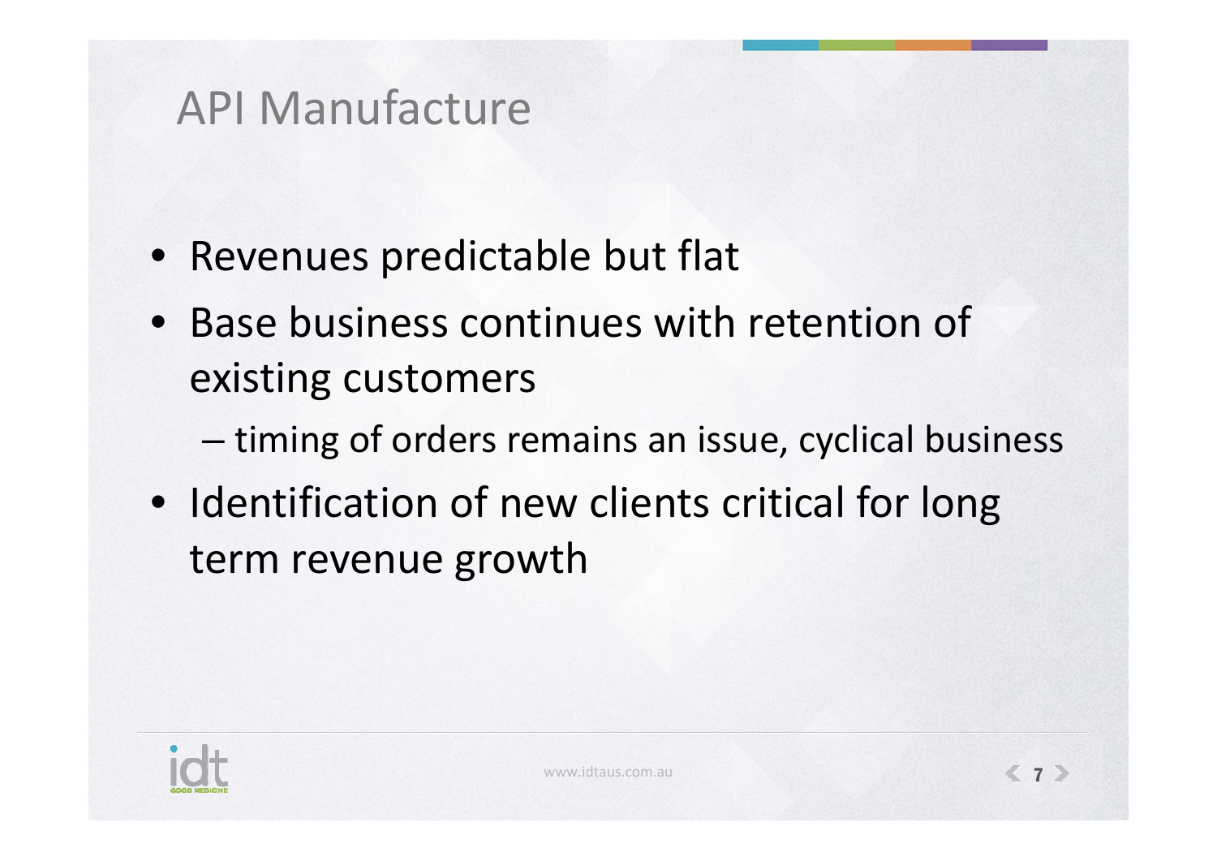# API Manufacture

- Revenues predictable but flat
- Base business continues with retention of existing customers
  - timing of orders remains an issue, cyclical business
- Identification of new clients critical for long term revenue growth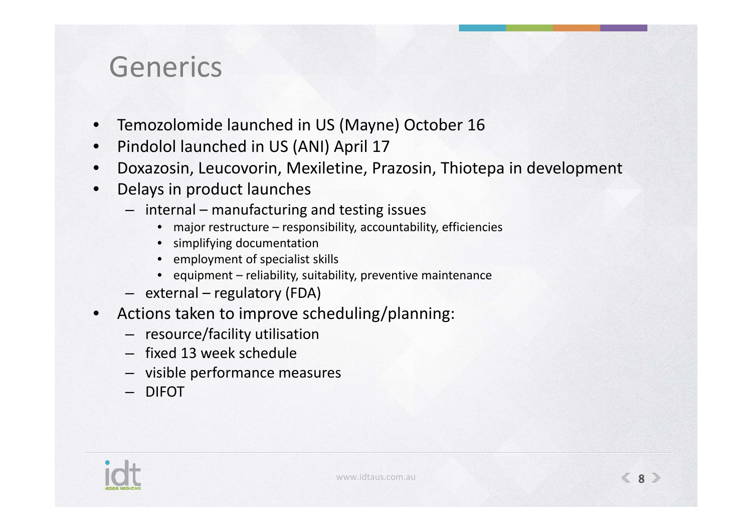# Generics

- Temozolomide launched in US (Mayne) October 16
- Pindolol launched in US (ANI) April 17
- Doxazosin, Leucovorin, Mexiletine, Prazosin, Thiotepa in development
- Delays in product launches
  - internal – manufacturing and testing issues
    - major restructure – responsibility, accountability, efficiencies
    - simplifying documentation
    - employment of specialist skills
    - equipment – reliability, suitability, preventive maintenance
  - external – regulatory (FDA)
- Actions taken to improve scheduling/planning:
  - resource/facility utilisation
  - fixed 13 week schedule
  - visible performance measures
  - DIFOT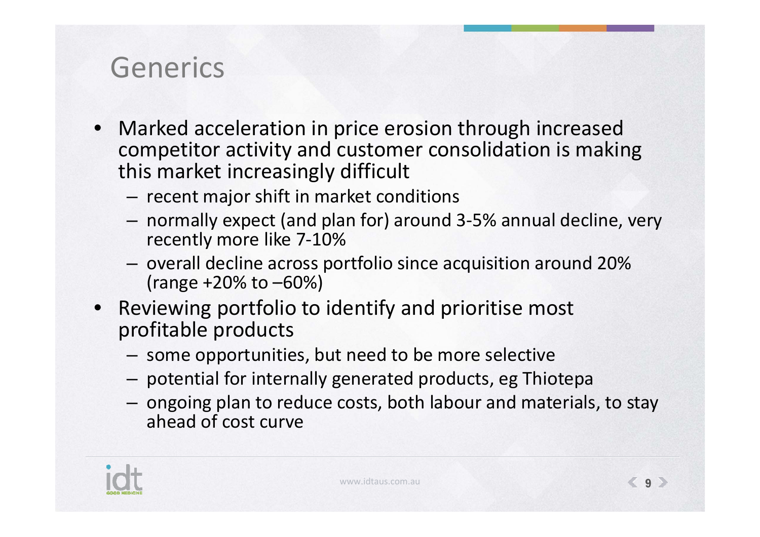# Generics

- Marked acceleration in price erosion through increased competitor activity and customer consolidation is making this market increasingly difficult
  - recent major shift in market conditions
  - normally expect (and plan for) around 3-5% annual decline, very recently more like 7-10%
  - overall decline across portfolio since acquisition around 20% (range +20% to –60%)
- Reviewing portfolio to identify and prioritise most profitable products
  - some opportunities, but need to be more selective
  - potential for internally generated products, eg Thiotepa
  - ongoing plan to reduce costs, both labour and materials, to stay ahead of cost curve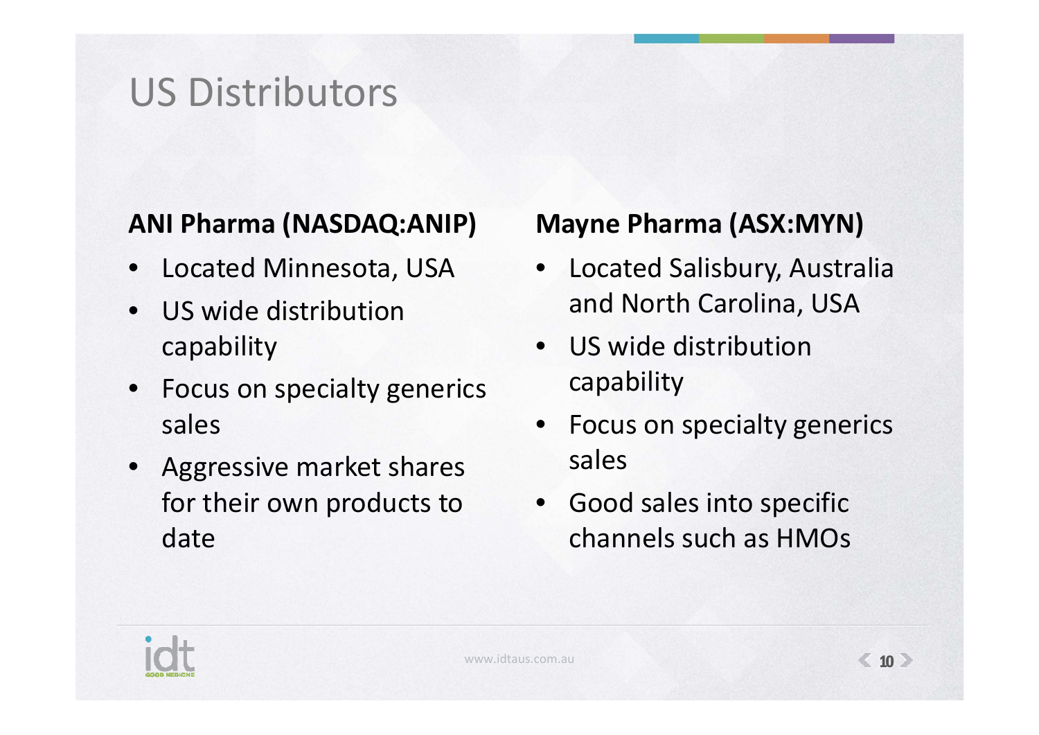# US Distributors

**ANI Pharma (NASDAQ:ANIP)**

- Located Minnesota, USA
- US wide distribution capability
- Focus on specialty generics sales
- Aggressive market shares for their own products to date

**Mayne Pharma (ASX:MYN)**

- Located Salisbury, Australia and North Carolina, USA
- US wide distribution capability
- Focus on specialty generics sales
- Good sales into specific channels such as HMOs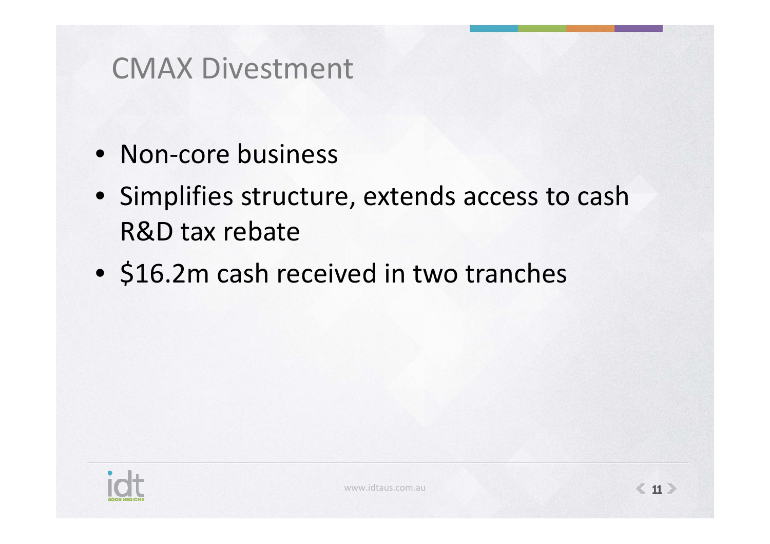# CMAX Divestment

- Non-core business
- Simplifies structure, extends access to cash R&D tax rebate
- $16.2m cash received in two tranches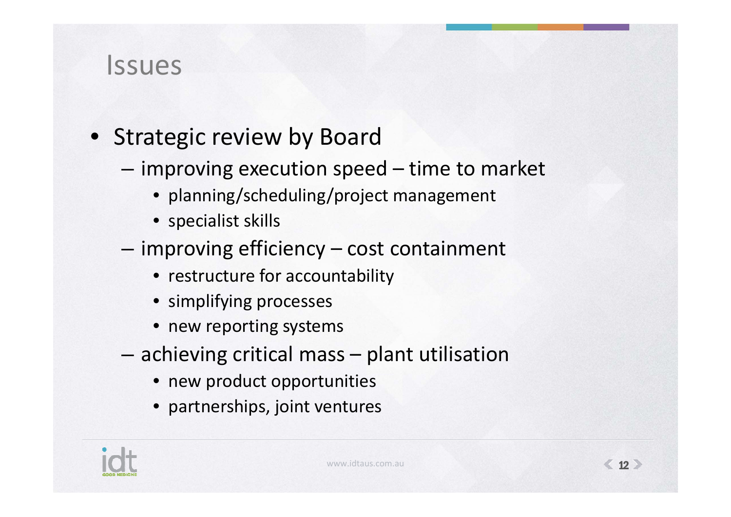# Issues

- Strategic review by Board
  - improving execution speed – time to market
    - planning/scheduling/project management
    - specialist skills
  - improving efficiency – cost containment
    - restructure for accountability
    - simplifying processes
    - new reporting systems
  - achieving critical mass – plant utilisation
    - new product opportunities
    - partnerships, joint ventures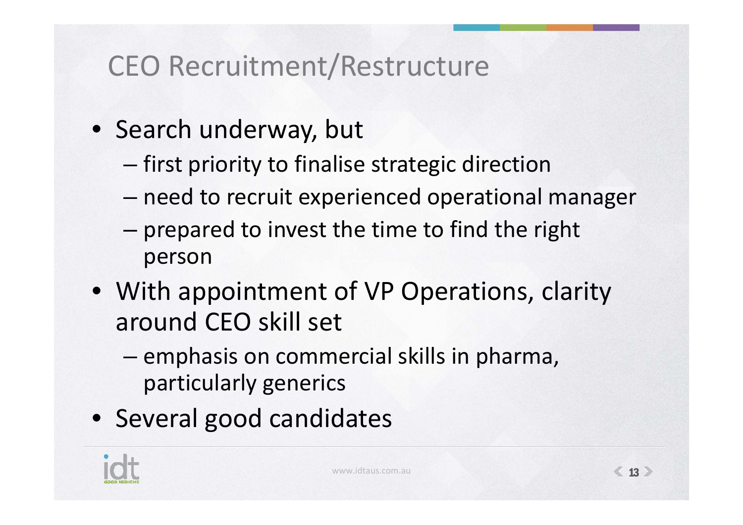# CEO Recruitment/Restructure

- Search underway, but
  - first priority to finalise strategic direction
  - need to recruit experienced operational manager
  - prepared to invest the time to find the right person
- With appointment of VP Operations, clarity around CEO skill set
  - emphasis on commercial skills in pharma, particularly generics
- Several good candidates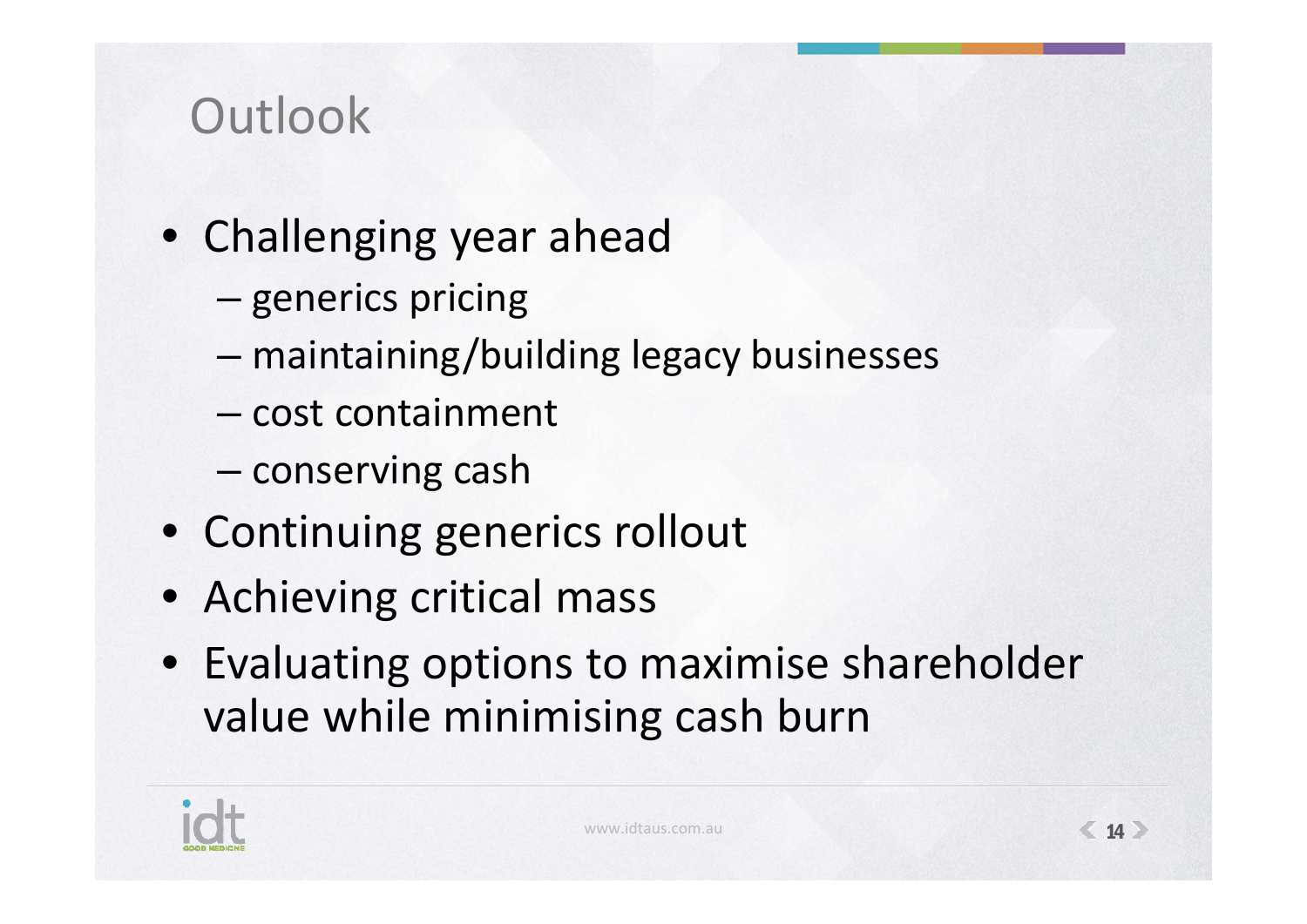# Outlook

- Challenging year ahead
  - generics pricing
  - maintaining/building legacy businesses
  - cost containment
  - conserving cash
- Continuing generics rollout
- Achieving critical mass
- Evaluating options to maximise shareholder value while minimising cash burn